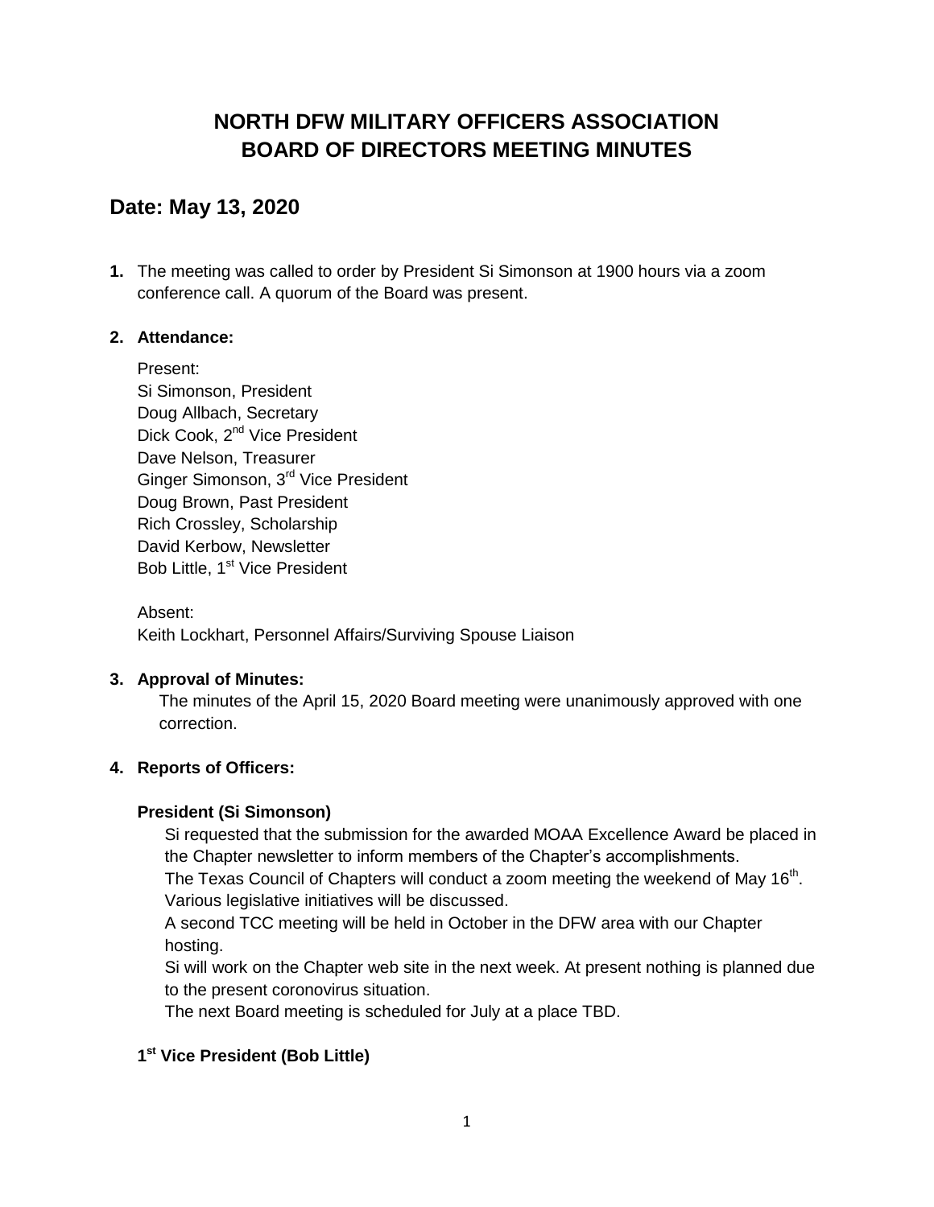# NORTH DFW MILITARY OFFICERS ASSOCIATION
# BOARD OF DIRECTORS MEETING MINUTES

## Date: May 13, 2020

1. The meeting was called to order by President Si Simonson at 1900 hours via a zoom conference call. A quorum of the Board was present.

2. **Attendance:**

   Present:
   Si Simonson, President
   Doug Allbach, Secretary
   Dick Cook, 2nd Vice President
   Dave Nelson, Treasurer
   Ginger Simonson, 3rd Vice President
   Doug Brown, Past President
   Rich Crossley, Scholarship
   David Kerbow, Newsletter
   Bob Little, 1st Vice President

   Absent:
   Keith Lockhart, Personnel Affairs/Surviving Spouse Liaison

3. **Approval of Minutes:**
   The minutes of the April 15, 2020 Board meeting were unanimously approved with one correction.

4. **Reports of Officers:**

   **President (Si Simonson)**
   Si requested that the submission for the awarded MOAA Excellence Award be placed in the Chapter newsletter to inform members of the Chapter's accomplishments.
   The Texas Council of Chapters will conduct a zoom meeting the weekend of May 16th. Various legislative initiatives will be discussed.
   A second TCC meeting will be held in October in the DFW area with our Chapter hosting.
   Si will work on the Chapter web site in the next week. At present nothing is planned due to the present coronovirus situation.
   The next Board meeting is scheduled for July at a place TBD.

   **1st Vice President (Bob Little)**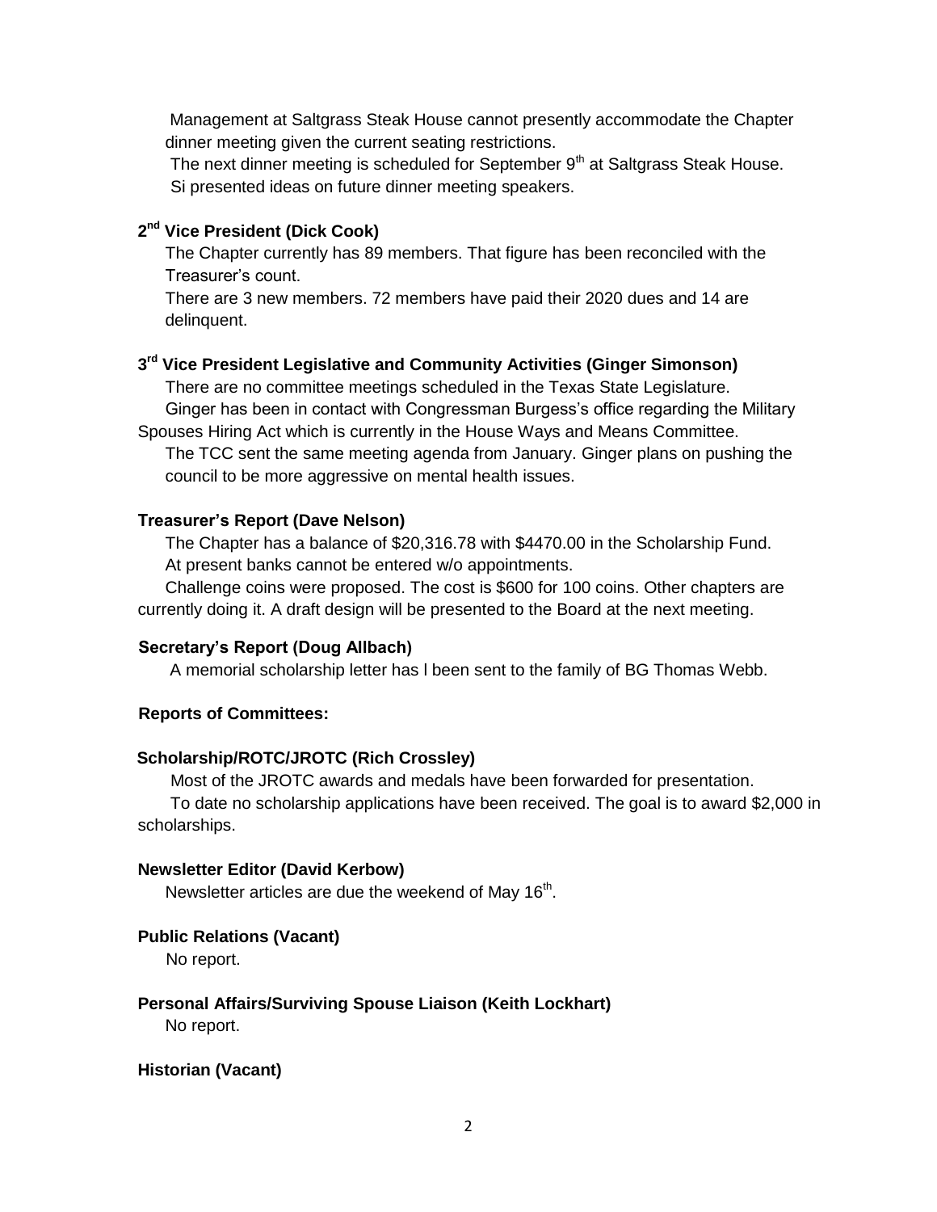Management at Saltgrass Steak House cannot presently accommodate the Chapter dinner meeting given the current seating restrictions.

The next dinner meeting is scheduled for September 9th at Saltgrass Steak House.

Si presented ideas on future dinner meeting speakers.

**2nd Vice President (Dick Cook)**

The Chapter currently has 89 members. That figure has been reconciled with the Treasurer's count.

There are 3 new members. 72 members have paid their 2020 dues and 14 are delinquent.

**3rd Vice President Legislative and Community Activities (Ginger Simonson)**

There are no committee meetings scheduled in the Texas State Legislature.

Ginger has been in contact with Congressman Burgess's office regarding the Military Spouses Hiring Act which is currently in the House Ways and Means Committee.

The TCC sent the same meeting agenda from January. Ginger plans on pushing the council to be more aggressive on mental health issues.

**Treasurer's Report (Dave Nelson)**

The Chapter has a balance of $20,316.78 with $4470.00 in the Scholarship Fund.

At present banks cannot be entered w/o appointments.

Challenge coins were proposed. The cost is $600 for 100 coins. Other chapters are currently doing it. A draft design will be presented to the Board at the next meeting.

**Secretary's Report (Doug Allbach)**

A memorial scholarship letter has l been sent to the family of BG Thomas Webb.

**Reports of Committees:**

**Scholarship/ROTC/JROTC (Rich Crossley)**

Most of the JROTC awards and medals have been forwarded for presentation.

To date no scholarship applications have been received. The goal is to award $2,000 in scholarships.

**Newsletter Editor (David Kerbow)**

Newsletter articles are due the weekend of May 16th.

**Public Relations (Vacant)**

No report.

**Personal Affairs/Surviving Spouse Liaison (Keith Lockhart)**

No report.

**Historian (Vacant)**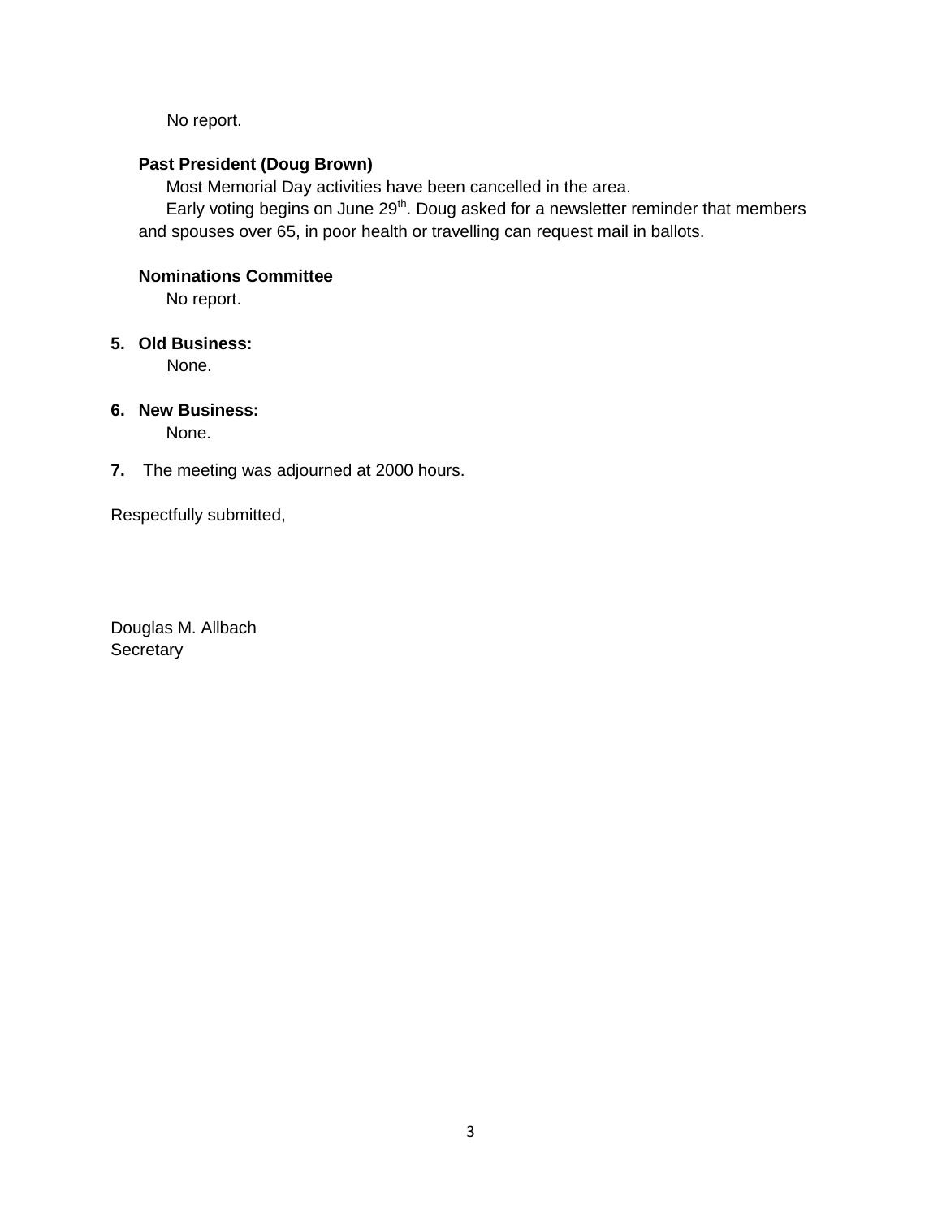No report.

**Past President (Doug Brown)**

Most Memorial Day activities have been cancelled in the area.

Early voting begins on June 29th. Doug asked for a newsletter reminder that members and spouses over 65, in poor health or travelling can request mail in ballots.

**Nominations Committee**

No report.

5. **Old Business:**

   None.

6. **New Business:**

   None.

7. The meeting was adjourned at 2000 hours.

Respectfully submitted,

Douglas M. Allbach
Secretary